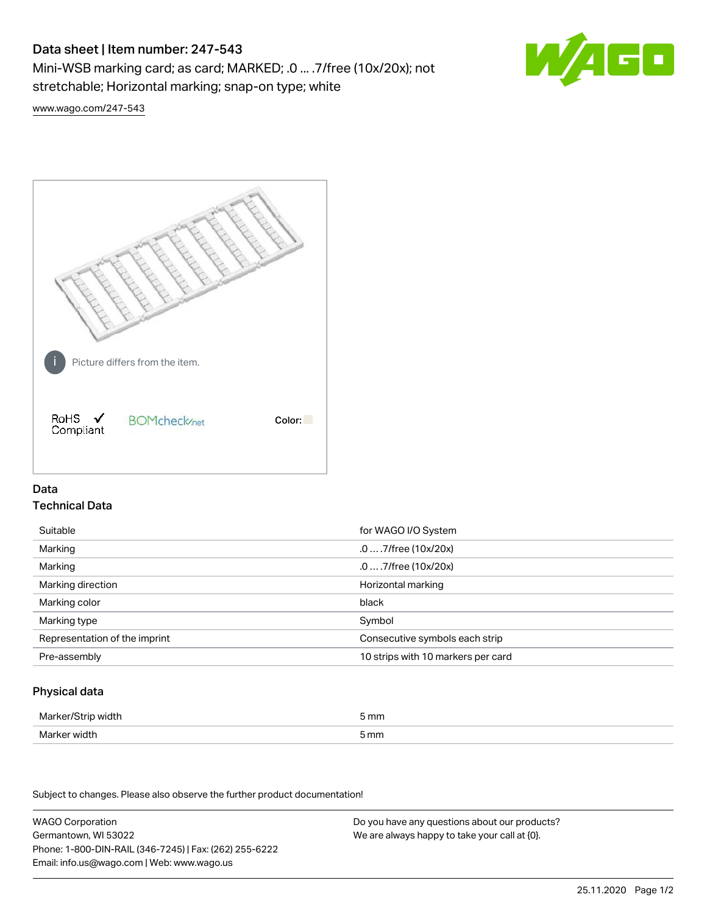# Data sheet | Item number: 247-543

Mini-WSB marking card; as card; MARKED; .0 ... .7/free (10x/20x); not stretchable; Horizontal marking; snap-on type; white

www.wago.com/247-543

Picture differs from the item.

RoHS ✓ Compliant

BOMcheck.net

Color:

## Data

### Technical Data

| | |
|---|---|
| Suitable | for WAGO I/O System |
| Marking | .0 .... .7/free (10x/20x) |
| Marking | .0 .... .7/free (10x/20x) |
| Marking direction | Horizontal marking |
| Marking color | black |
| Marking type | Symbol |
| Representation of the imprint | Consecutive symbols each strip |
| Pre-assembly | 10 strips with 10 markers per card |

### Physical data

| | |
|---|---|
| Marker/Strip width | 5 mm |
| Marker width | 5 mm |

Subject to changes. Please also observe the further product documentation!

WAGO Corporation
Germantown, WI 53022
Phone: 1-800-DIN-RAIL (346-7245) | Fax: (262) 255-6222
Email: info.us@wago.com | Web: www.wago.us

Do you have any questions about our products?
We are always happy to take your call at {0}.

25.11.2020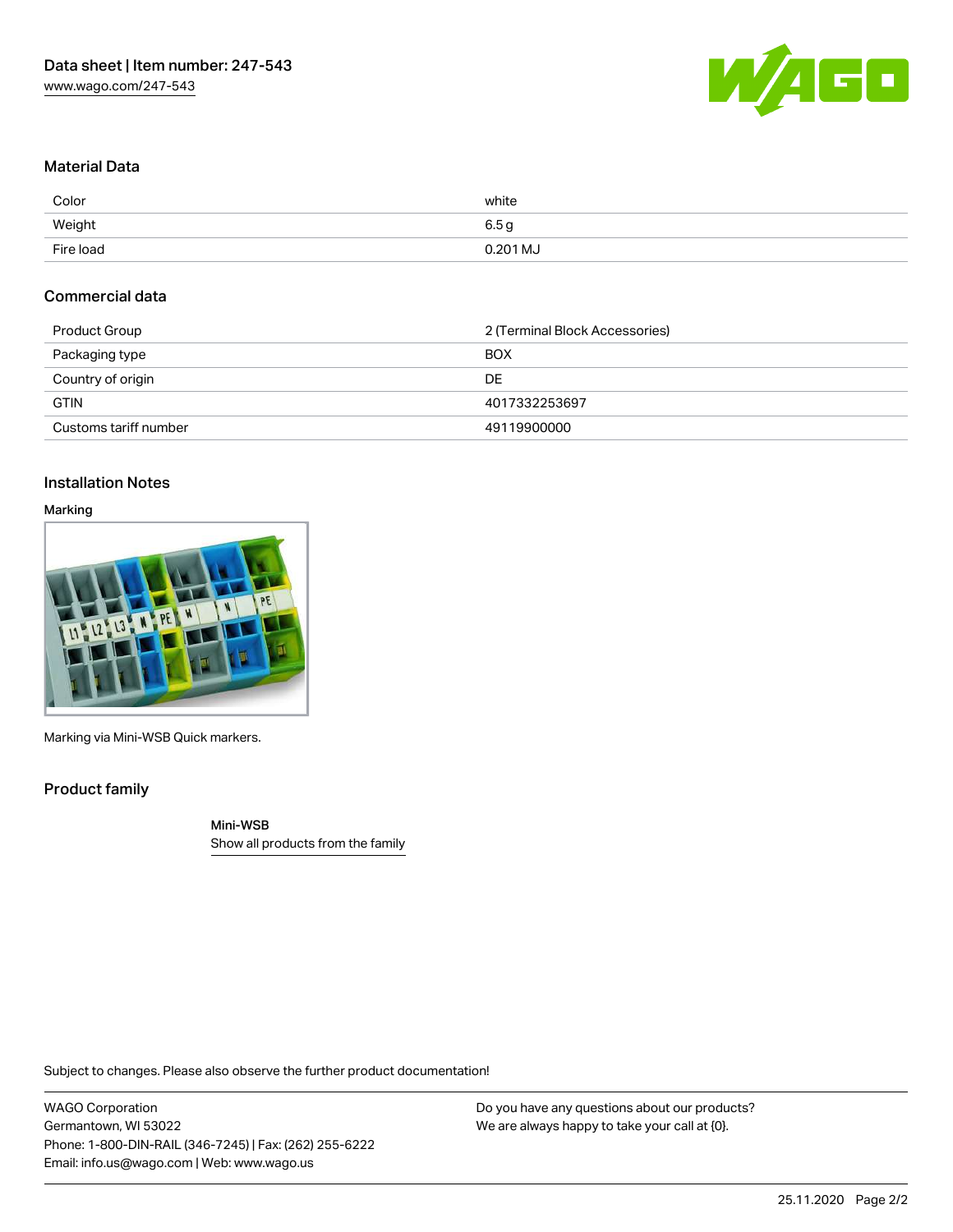Data sheet | Item number: 247-543
www.wago.com/247-543

## Material Data

| | |
|---|---|
| Color | white |
| Weight | 6.5 g |
| Fire load | 0.201 MJ |

## Commercial data

| | |
|---|---|
| Product Group | 2 (Terminal Block Accessories) |
| Packaging type | BOX |
| Country of origin | DE |
| GTIN | 4017332253697 |
| Customs tariff number | 49119900000 |

## Installation Notes

### Marking

Marking via Mini-WSB Quick markers.

## Product family

Mini-WSB
Show all products from the family

Subject to changes. Please also observe the further product documentation!

WAGO Corporation
Germantown, WI 53022
Phone: 1-800-DIN-RAIL (346-7245) | Fax: (262) 255-6222
Email: info.us@wago.com | Web: www.wago.us

Do you have any questions about our products?
We are always happy to take your call at {0}.

25.11.2020